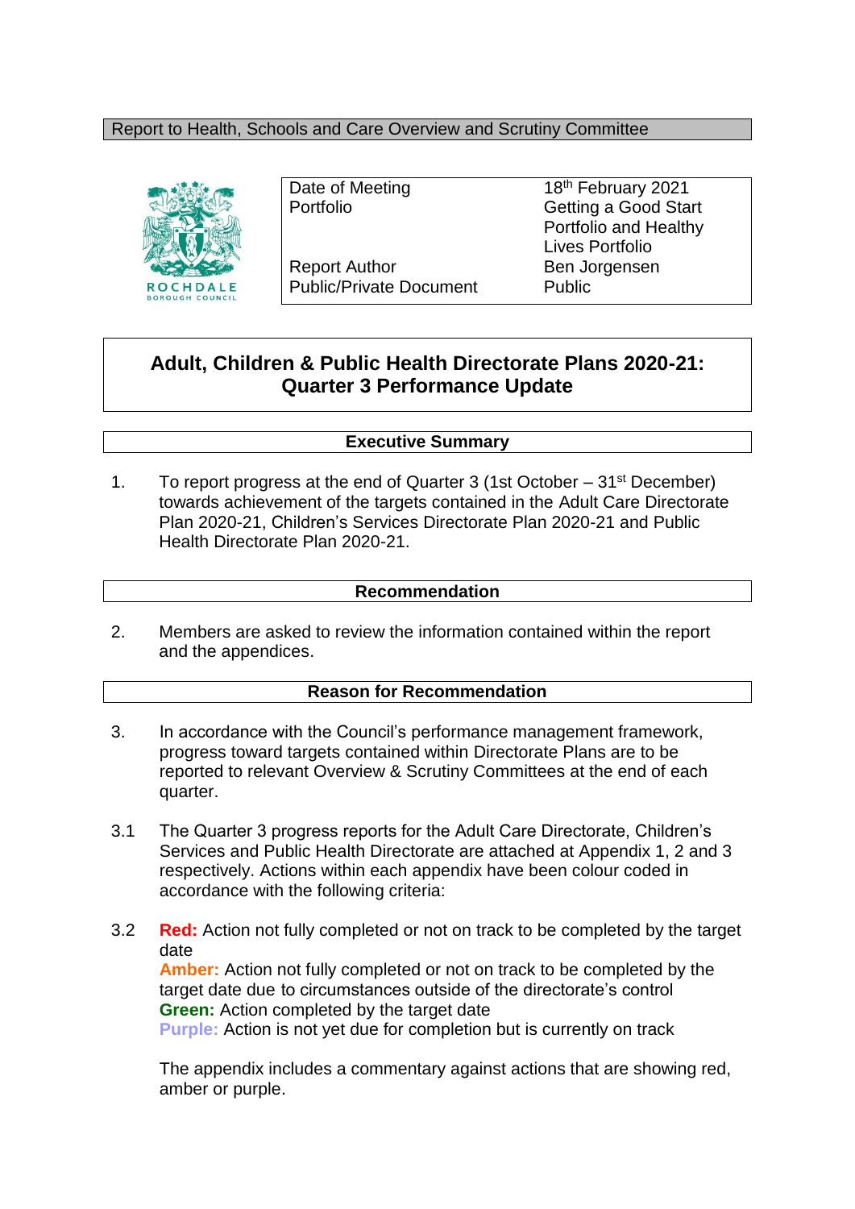Report to Health, Schools and Care Overview and Scrutiny Committee

| | |
|---|---|
| Date of Meeting | 18th February 2021 |
| Portfolio | Getting a Good Start Portfolio and Healthy Lives Portfolio |
| Report Author | Ben Jorgensen |
| Public/Private Document | Public |

# Adult, Children & Public Health Directorate Plans 2020-21: Quarter 3 Performance Update

## Executive Summary

1. To report progress at the end of Quarter 3 (1st October – 31st December) towards achievement of the targets contained in the Adult Care Directorate Plan 2020-21, Children's Services Directorate Plan 2020-21 and Public Health Directorate Plan 2020-21.

## Recommendation

2. Members are asked to review the information contained within the report and the appendices.

## Reason for Recommendation

3. In accordance with the Council's performance management framework, progress toward targets contained within Directorate Plans are to be reported to relevant Overview & Scrutiny Committees at the end of each quarter.

3.1 The Quarter 3 progress reports for the Adult Care Directorate, Children's Services and Public Health Directorate are attached at Appendix 1, 2 and 3 respectively. Actions within each appendix have been colour coded in accordance with the following criteria:

3.2 **Red:** Action not fully completed or not on track to be completed by the target date
**Amber:** Action not fully completed or not on track to be completed by the target date due to circumstances outside of the directorate's control
**Green:** Action completed by the target date
**Purple:** Action is not yet due for completion but is currently on track

The appendix includes a commentary against actions that are showing red, amber or purple.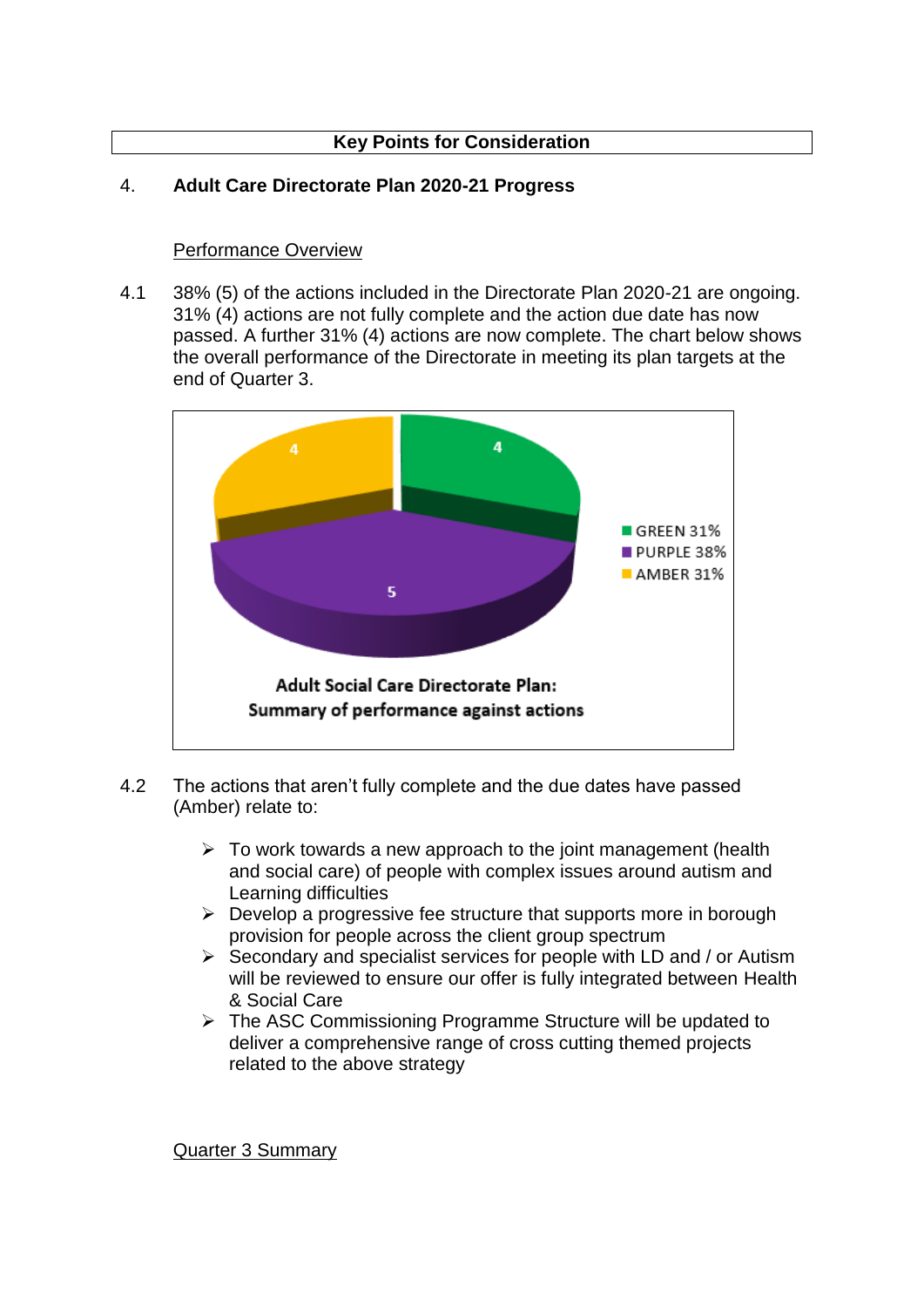**Key Points for Consideration**

## 4. Adult Care Directorate Plan 2020-21 Progress

Performance Overview

4.1 38% (5) of the actions included in the Directorate Plan 2020-21 are ongoing. 31% (4) actions are not fully complete and the action due date has now passed. A further 31% (4) actions are now complete. The chart below shows the overall performance of the Directorate in meeting its plan targets at the end of Quarter 3.

Adult Social Care Directorate Plan: Summary of performance against actions

| Status | Count | Percentage |
|---|---|---|
| GREEN | 4 | 31% |
| PURPLE | 5 | 38% |
| AMBER | 4 | 31% |

4.2 The actions that aren't fully complete and the due dates have passed (Amber) relate to:

- To work towards a new approach to the joint management (health and social care) of people with complex issues around autism and Learning difficulties
- Develop a progressive fee structure that supports more in borough provision for people across the client group spectrum
- Secondary and specialist services for people with LD and / or Autism will be reviewed to ensure our offer is fully integrated between Health & Social Care
- The ASC Commissioning Programme Structure will be updated to deliver a comprehensive range of cross cutting themed projects related to the above strategy

Quarter 3 Summary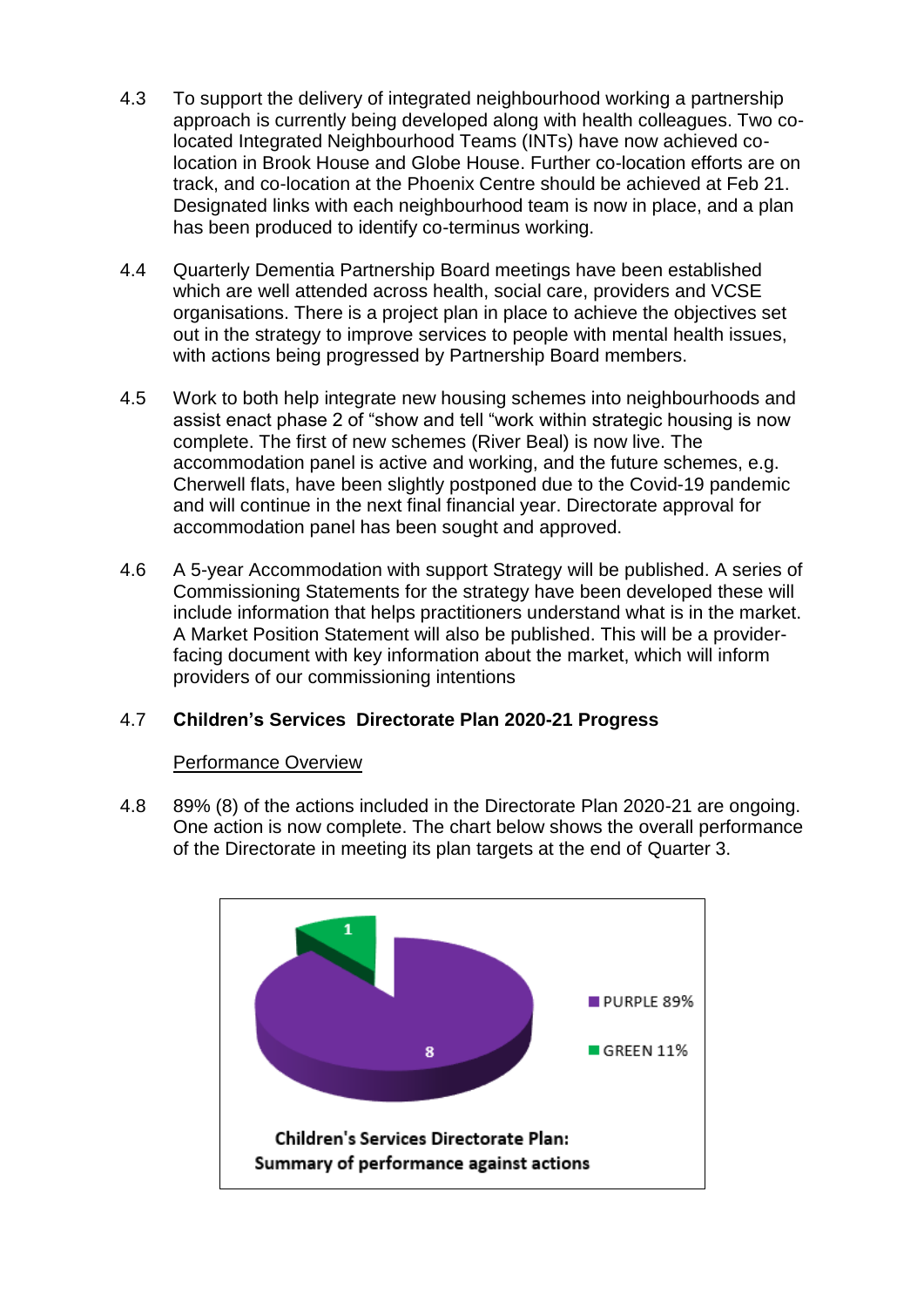4.3 To support the delivery of integrated neighbourhood working a partnership approach is currently being developed along with health colleagues. Two co-located Integrated Neighbourhood Teams (INTs) have now achieved co-location in Brook House and Globe House. Further co-location efforts are on track, and co-location at the Phoenix Centre should be achieved at Feb 21. Designated links with each neighbourhood team is now in place, and a plan has been produced to identify co-terminus working.

4.4 Quarterly Dementia Partnership Board meetings have been established which are well attended across health, social care, providers and VCSE organisations. There is a project plan in place to achieve the objectives set out in the strategy to improve services to people with mental health issues, with actions being progressed by Partnership Board members.

4.5 Work to both help integrate new housing schemes into neighbourhoods and assist enact phase 2 of "show and tell "work within strategic housing is now complete. The first of new schemes (River Beal) is now live. The accommodation panel is active and working, and the future schemes, e.g. Cherwell flats, have been slightly postponed due to the Covid-19 pandemic and will continue in the next final financial year. Directorate approval for accommodation panel has been sought and approved.

4.6 A 5-year Accommodation with support Strategy will be published. A series of Commissioning Statements for the strategy have been developed these will include information that helps practitioners understand what is in the market. A Market Position Statement will also be published. This will be a provider-facing document with key information about the market, which will inform providers of our commissioning intentions

4.7 **Children's Services Directorate Plan 2020-21 Progress**

Performance Overview

4.8 89% (8) of the actions included in the Directorate Plan 2020-21 are ongoing. One action is now complete. The chart below shows the overall performance of the Directorate in meeting its plan targets at the end of Quarter 3.

PURPLE 89% (8)
GREEN 11% (1)

**Children's Services Directorate Plan: Summary of performance against actions**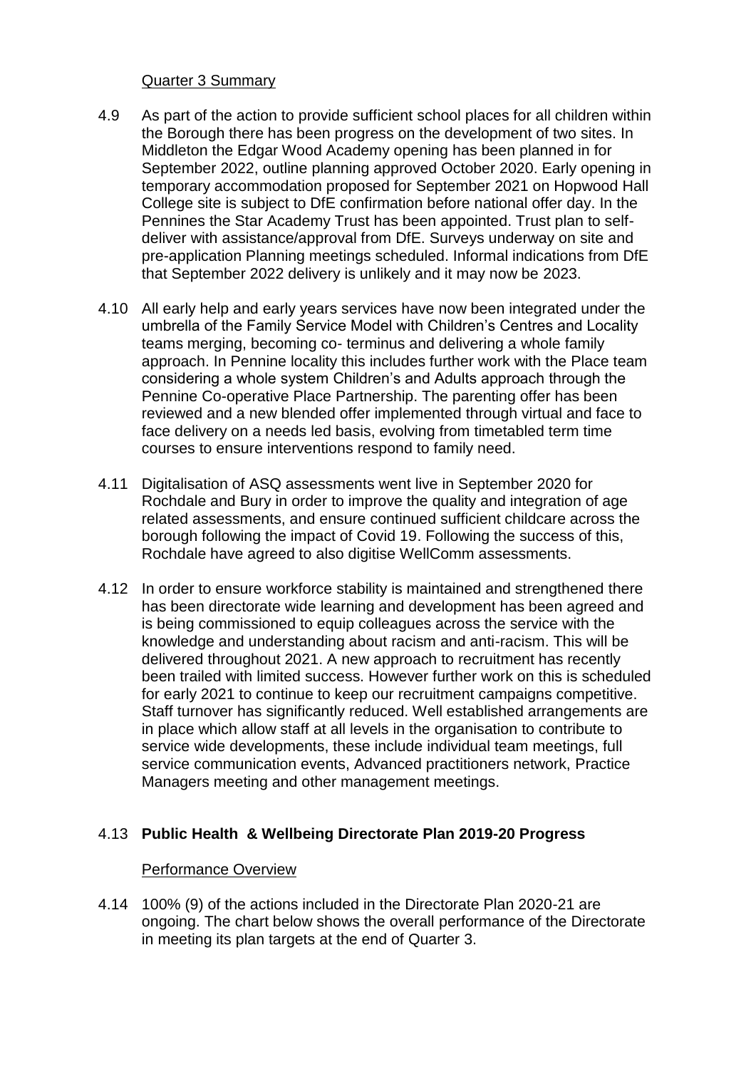Quarter 3 Summary

4.9 As part of the action to provide sufficient school places for all children within the Borough there has been progress on the development of two sites. In Middleton the Edgar Wood Academy opening has been planned in for September 2022, outline planning approved October 2020. Early opening in temporary accommodation proposed for September 2021 on Hopwood Hall College site is subject to DfE confirmation before national offer day. In the Pennines the Star Academy Trust has been appointed. Trust plan to self-deliver with assistance/approval from DfE. Surveys underway on site and pre-application Planning meetings scheduled. Informal indications from DfE that September 2022 delivery is unlikely and it may now be 2023.

4.10 All early help and early years services have now been integrated under the umbrella of the Family Service Model with Children's Centres and Locality teams merging, becoming co- terminus and delivering a whole family approach. In Pennine locality this includes further work with the Place team considering a whole system Children's and Adults approach through the Pennine Co-operative Place Partnership. The parenting offer has been reviewed and a new blended offer implemented through virtual and face to face delivery on a needs led basis, evolving from timetabled term time courses to ensure interventions respond to family need.

4.11 Digitalisation of ASQ assessments went live in September 2020 for Rochdale and Bury in order to improve the quality and integration of age related assessments, and ensure continued sufficient childcare across the borough following the impact of Covid 19. Following the success of this, Rochdale have agreed to also digitise WellComm assessments.

4.12 In order to ensure workforce stability is maintained and strengthened there has been directorate wide learning and development has been agreed and is being commissioned to equip colleagues across the service with the knowledge and understanding about racism and anti-racism. This will be delivered throughout 2021. A new approach to recruitment has recently been trailed with limited success. However further work on this is scheduled for early 2021 to continue to keep our recruitment campaigns competitive. Staff turnover has significantly reduced. Well established arrangements are in place which allow staff at all levels in the organisation to contribute to service wide developments, these include individual team meetings, full service communication events, Advanced practitioners network, Practice Managers meeting and other management meetings.

4.13 **Public Health & Wellbeing Directorate Plan 2019-20 Progress**

Performance Overview

4.14 100% (9) of the actions included in the Directorate Plan 2020-21 are ongoing. The chart below shows the overall performance of the Directorate in meeting its plan targets at the end of Quarter 3.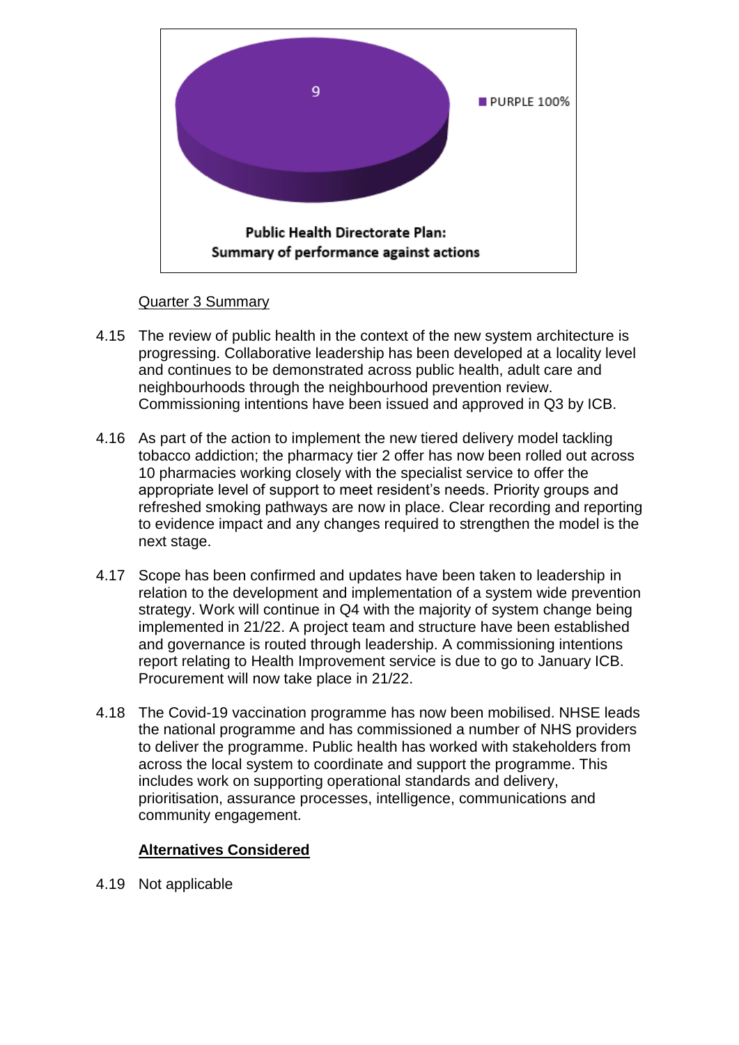9

PURPLE 100%

**Public Health Directorate Plan: Summary of performance against actions**

Quarter 3 Summary

4.15 The review of public health in the context of the new system architecture is progressing. Collaborative leadership has been developed at a locality level and continues to be demonstrated across public health, adult care and neighbourhoods through the neighbourhood prevention review. Commissioning intentions have been issued and approved in Q3 by ICB.

4.16 As part of the action to implement the new tiered delivery model tackling tobacco addiction; the pharmacy tier 2 offer has now been rolled out across 10 pharmacies working closely with the specialist service to offer the appropriate level of support to meet resident's needs. Priority groups and refreshed smoking pathways are now in place. Clear recording and reporting to evidence impact and any changes required to strengthen the model is the next stage.

4.17 Scope has been confirmed and updates have been taken to leadership in relation to the development and implementation of a system wide prevention strategy. Work will continue in Q4 with the majority of system change being implemented in 21/22. A project team and structure have been established and governance is routed through leadership. A commissioning intentions report relating to Health Improvement service is due to go to January ICB. Procurement will now take place in 21/22.

4.18 The Covid-19 vaccination programme has now been mobilised. NHSE leads the national programme and has commissioned a number of NHS providers to deliver the programme. Public health has worked with stakeholders from across the local system to coordinate and support the programme. This includes work on supporting operational standards and delivery, prioritisation, assurance processes, intelligence, communications and community engagement.

**Alternatives Considered**

4.19 Not applicable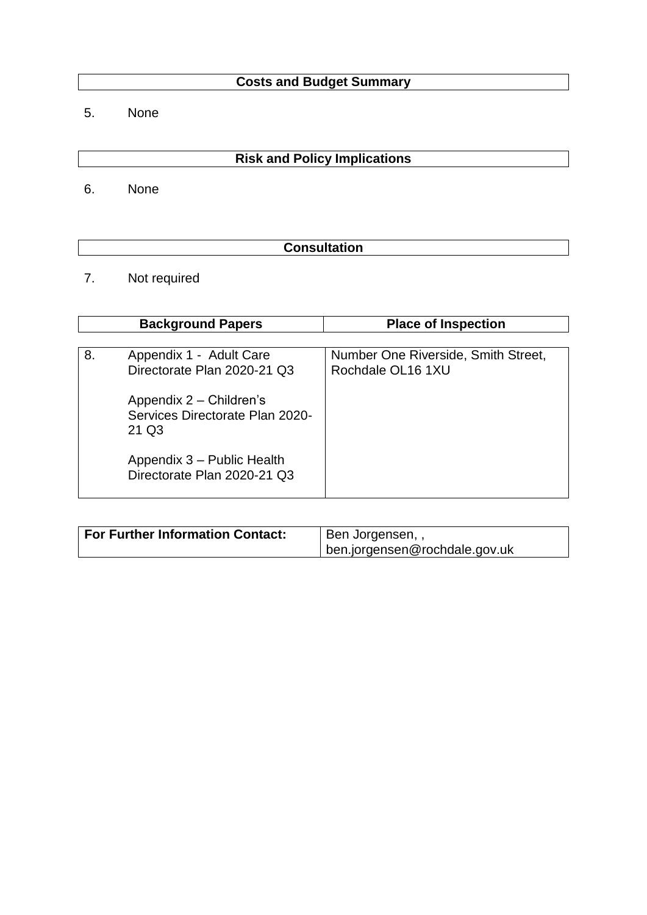## Costs and Budget Summary

5. None

## Risk and Policy Implications

6. None

## Consultation

7. Not required

| Background Papers | | Place of Inspection |
|---|---|---|
| 8. | Appendix 1 - Adult Care Directorate Plan 2020-21 Q3<br><br>Appendix 2 – Children's Services Directorate Plan 2020-21 Q3<br><br>Appendix 3 – Public Health Directorate Plan 2020-21 Q3 | Number One Riverside, Smith Street, Rochdale OL16 1XU |

| For Further Information Contact: | Ben Jorgensen, , ben.jorgensen@rochdale.gov.uk |
|---|---|